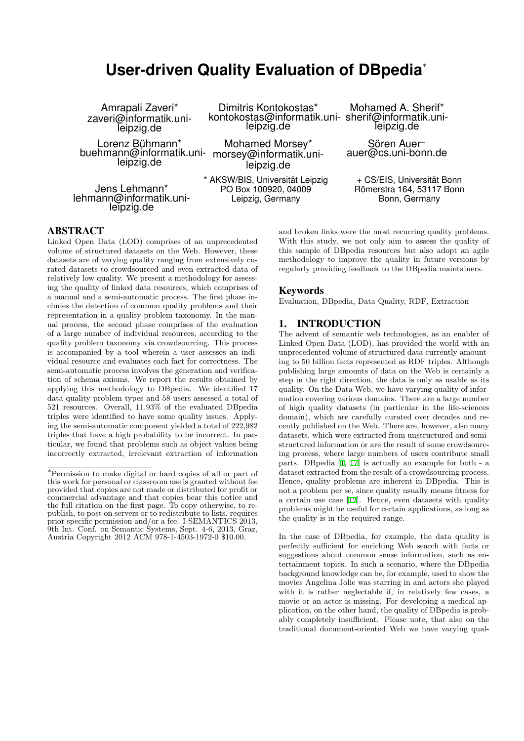# User-driven Quality Evaluation of DBpedia*

Amrapali Zaveri*
zaveri@informatik.uni-leipzig.de

Dimitris Kontokostas*
kontokostas@informatik.uni-leipzig.de

Mohamed A. Sherif*
sherif@informatik.uni-leipzig.de

Lorenz Bühmann*
buehmann@informatik.uni-leipzig.de

Mohamed Morsey*
morsey@informatik.uni-leipzig.de

Sören Auer+
auer@cs.uni-bonn.de

Jens Lehmann*
lehmann@informatik.uni-leipzig.de

* AKSW/BIS, Universität Leipzig
PO Box 100920, 04009
Leipzig, Germany

+ CS/EIS, Universität Bonn
Römerstra 164, 53117 Bonn
Bonn, Germany

## ABSTRACT

Linked Open Data (LOD) comprises of an unprecedented volume of structured datasets on the Web. However, these datasets are of varying quality ranging from extensively curated datasets to crowdsourced and even extracted data of relatively low quality. We present a methodology for assessing the quality of linked data resources, which comprises of a manual and a semi-automatic process. The first phase includes the detection of common quality problems and their representation in a quality problem taxonomy. In the manual process, the second phase comprises of the evaluation of a large number of individual resources, according to the quality problem taxonomy via crowdsourcing. This process is accompanied by a tool wherein a user assesses an individual resource and evaluates each fact for correctness. The semi-automatic process involves the generation and verification of schema axioms. We report the results obtained by applying this methodology to DBpedia. We identified 17 data quality problem types and 58 users assessed a total of 521 resources. Overall, 11.93% of the evaluated DBpedia triples were identified to have some quality issues. Applying the semi-automatic component yielded a total of 222,982 triples that have a high probability to be incorrect. In particular, we found that problems such as object values being incorrectly extracted, irrelevant extraction of information and broken links were the most recurring quality problems. With this study, we not only aim to assess the quality of this sample of DBpedia resources but also adopt an agile methodology to improve the quality in future versions by regularly providing feedback to the DBpedia maintainers.

### Keywords

Evaluation, DBpedia, Data Quality, RDF, Extraction

## 1. INTRODUCTION

The advent of semantic web technologies, as an enabler of Linked Open Data (LOD), has provided the world with an unprecedented volume of structured data currently amounting to 50 billion facts represented as RDF triples. Although publishing large amounts of data on the Web is certainly a step in the right direction, the data is only as usable as its quality. On the Data Web, we have varying quality of information covering various domains. There are a large number of high quality datasets (in particular in the life-sciences domain), which are carefully curated over decades and recently published on the Web. There are, however, also many datasets, which were extracted from unstructured and semi-structured information or are the result of some crowdsourcing process, where large numbers of users contribute small parts. DBpedia [1, 17] is actually an example for both - a dataset extracted from the result of a crowdsourcing process. Hence, quality problems are inherent in DBpedia. This is not a problem per se, since quality usually means fitness for a certain use case [12]. Hence, even datasets with quality problems might be useful for certain applications, as long as the quality is in the required range.

In the case of DBpedia, for example, the data quality is perfectly sufficient for enriching Web search with facts or suggestions about common sense information, such as entertainment topics. In such a scenario, where the DBpedia background knowledge can be, for example, used to show the movies Angelina Jolie was starring in and actors she played with it is rather neglectable if, in relatively few cases, a movie or an actor is missing. For developing a medical application, on the other hand, the quality of DBpedia is probably completely insufficient. Please note, that also on the traditional document-oriented Web we have varying qual-

*Permission to make digital or hard copies of all or part of this work for personal or classroom use is granted without fee provided that copies are not made or distributed for profit or commercial advantage and that copies bear this notice and the full citation on the first page. To copy otherwise, to republish, to post on servers or to redistribute to lists, requires prior specific permission and/or a fee. I-SEMANTICS 2013, 9th Int. Conf. on Semantic Systems, Sept. 4-6, 2013, Graz, Austria Copyright 2012 ACM 978-1-4503-1972-0 $10.00.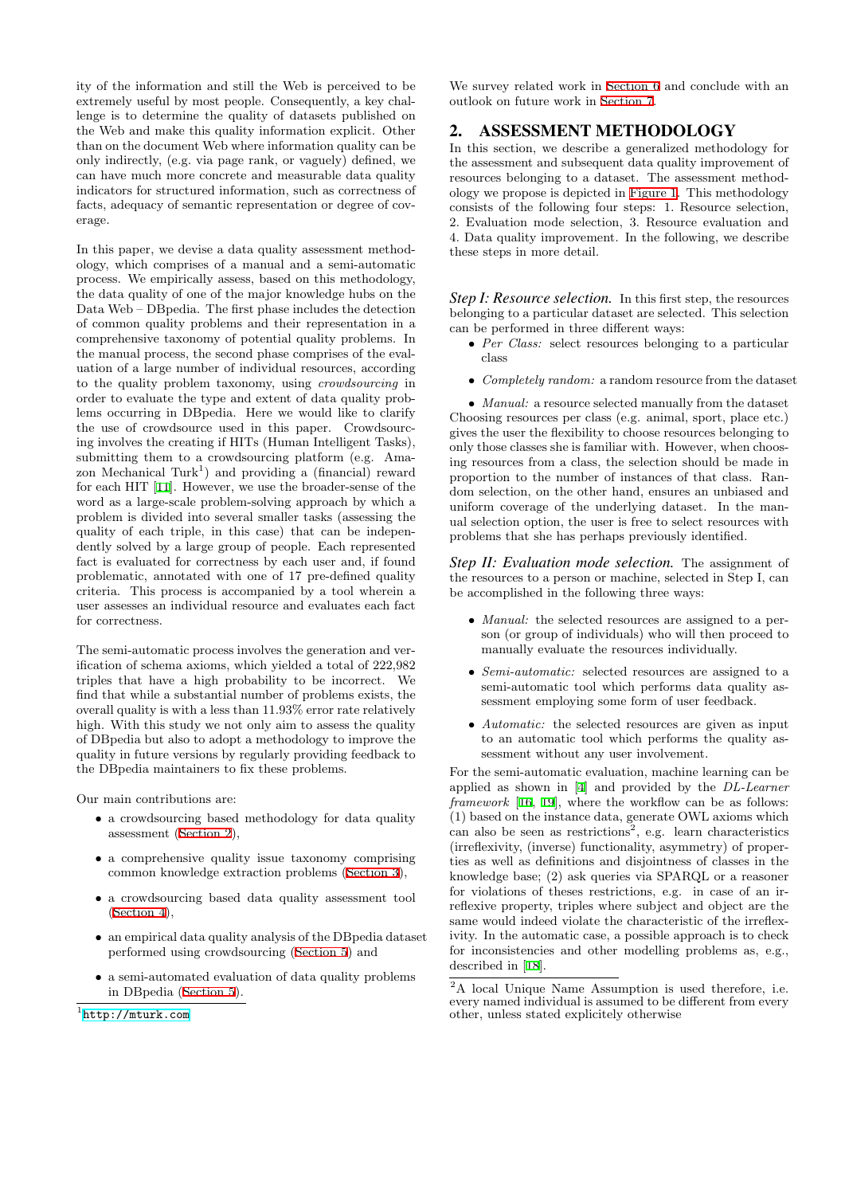ity of the information and still the Web is perceived to be extremely useful by most people. Consequently, a key challenge is to determine the quality of datasets published on the Web and make this quality information explicit. Other than on the document Web where information quality can be only indirectly, (e.g. via page rank, or vaguely) defined, we can have much more concrete and measurable data quality indicators for structured information, such as correctness of facts, adequacy of semantic representation or degree of coverage.

In this paper, we devise a data quality assessment methodology, which comprises of a manual and a semi-automatic process. We empirically assess, based on this methodology, the data quality of one of the major knowledge hubs on the Data Web – DBpedia. The first phase includes the detection of common quality problems and their representation in a comprehensive taxonomy of potential quality problems. In the manual process, the second phase comprises of the evaluation of a large number of individual resources, according to the quality problem taxonomy, using *crowdsourcing* in order to evaluate the type and extent of data quality problems occurring in DBpedia. Here we would like to clarify the use of crowdsource used in this paper. Crowdsourcing involves the creating if HITs (Human Intelligent Tasks), submitting them to a crowdsourcing platform (e.g. Amazon Mechanical Turk[1]) and providing a (financial) reward for each HIT [11]. However, we use the broader-sense of the word as a large-scale problem-solving approach by which a problem is divided into several smaller tasks (assessing the quality of each triple, in this case) that can be independently solved by a large group of people. Each represented fact is evaluated for correctness by each user and, if found problematic, annotated with one of 17 pre-defined quality criteria. This process is accompanied by a tool wherein a user assesses an individual resource and evaluates each fact for correctness.

The semi-automatic process involves the generation and verification of schema axioms, which yielded a total of 222,982 triples that have a high probability to be incorrect. We find that while a substantial number of problems exists, the overall quality is with a less than 11.93% error rate relatively high. With this study we not only aim to assess the quality of DBpedia but also to adopt a methodology to improve the quality in future versions by regularly providing feedback to the DBpedia maintainers to fix these problems.

Our main contributions are:

- a crowdsourcing based methodology for data quality assessment (Section 2),
- a comprehensive quality issue taxonomy comprising common knowledge extraction problems (Section 3),
- a crowdsourcing based data quality assessment tool (Section 4),
- an empirical data quality analysis of the DBpedia dataset performed using crowdsourcing (Section 5) and
- a semi-automated evaluation of data quality problems in DBpedia (Section 5).

[1] http://mturk.com

We survey related work in Section 6 and conclude with an outlook on future work in Section 7.

## 2. ASSESSMENT METHODOLOGY

In this section, we describe a generalized methodology for the assessment and subsequent data quality improvement of resources belonging to a dataset. The assessment methodology we propose is depicted in Figure 1. This methodology consists of the following four steps: 1. Resource selection, 2. Evaluation mode selection, 3. Resource evaluation and 4. Data quality improvement. In the following, we describe these steps in more detail.

*Step I: Resource selection.* In this first step, the resources belonging to a particular dataset are selected. This selection can be performed in three different ways:

- *Per Class:* select resources belonging to a particular class
- *Completely random:* a random resource from the dataset
- *Manual:* a resource selected manually from the dataset

Choosing resources per class (e.g. animal, sport, place etc.) gives the user the flexibility to choose resources belonging to only those classes she is familiar with. However, when choosing resources from a class, the selection should be made in proportion to the number of instances of that class. Random selection, on the other hand, ensures an unbiased and uniform coverage of the underlying dataset. In the manual selection option, the user is free to select resources with problems that she has perhaps previously identified.

*Step II: Evaluation mode selection.* The assignment of the resources to a person or machine, selected in Step I, can be accomplished in the following three ways:

- *Manual:* the selected resources are assigned to a person (or group of individuals) who will then proceed to manually evaluate the resources individually.
- *Semi-automatic:* selected resources are assigned to a semi-automatic tool which performs data quality assessment employing some form of user feedback.
- *Automatic:* the selected resources are given as input to an automatic tool which performs the quality assessment without any user involvement.

For the semi-automatic evaluation, machine learning can be applied as shown in [4] and provided by the *DL-Learner framework* [16, 19], where the workflow can be as follows: (1) based on the instance data, generate OWL axioms which can also be seen as restrictions[2], e.g. learn characteristics (irreflexivity, (inverse) functionality, asymmetry) of properties as well as definitions and disjointness of classes in the knowledge base; (2) ask queries via SPARQL or a reasoner for violations of theses restrictions, e.g. in case of an irreflexive property, triples where subject and object are the same would indeed violate the characteristic of the irreflexivity. In the automatic case, a possible approach is to check for inconsistencies and other modelling problems as, e.g., described in [18].

[2] A local Unique Name Assumption is used therefore, i.e. every named individual is assumed to be different from every other, unless stated explicitely otherwise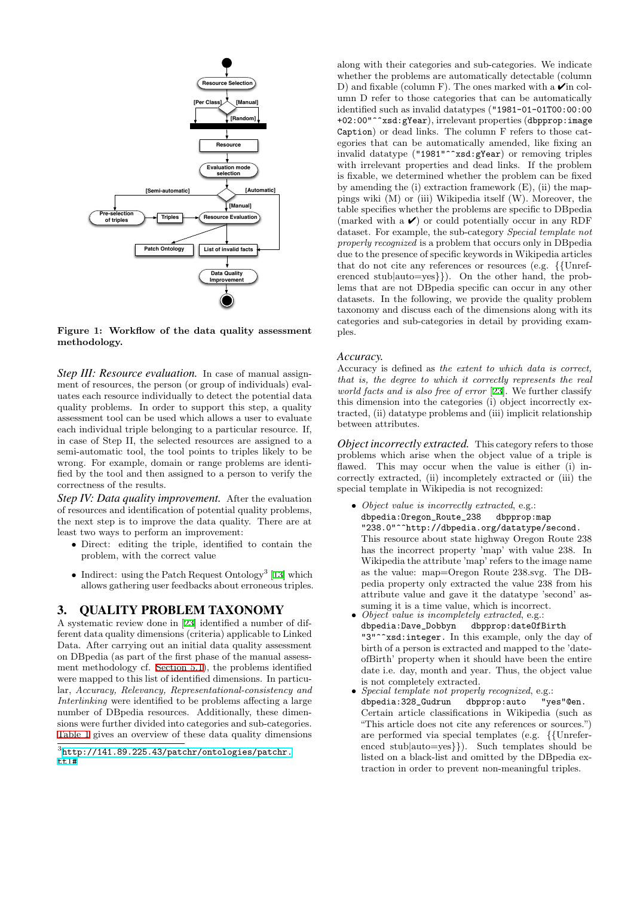Figure 1: Workflow of the data quality assessment methodology.

*Step III: Resource evaluation.* In case of manual assignment of resources, the person (or group of individuals) evaluates each resource individually to detect the potential data quality problems. In order to support this step, a quality assessment tool can be used which allows a user to evaluate each individual triple belonging to a particular resource. If, in case of Step II, the selected resources are assigned to a semi-automatic tool, the tool points to triples likely to be wrong. For example, domain or range problems are identified by the tool and then assigned to a person to verify the correctness of the results.

*Step IV: Data quality improvement.* After the evaluation of resources and identification of potential quality problems, the next step is to improve the data quality. There are at least two ways to perform an improvement:

- Direct: editing the triple, identified to contain the problem, with the correct value
- Indirect: using the Patch Request Ontology[3] [13] which allows gathering user feedbacks about erroneous triples.

## 3. QUALITY PROBLEM TAXONOMY

A systematic review done in [23] identified a number of different data quality dimensions (criteria) applicable to Linked Data. After carrying out an initial data quality assessment on DBpedia (as part of the first phase of the manual assessment methodology cf. Section 5.1), the problems identified were mapped to this list of identified dimensions. In particular, *Accuracy, Relevancy, Representational-consistency and Interlinking* were identified to be problems affecting a large number of DBpedia resources. Additionally, these dimensions were further divided into categories and sub-categories. Table 1 gives an overview of these data quality dimensions along with their categories and sub-categories. We indicate whether the problems are automatically detectable (column D) and fixable (column F). The ones marked with a ✔in column D refer to those categories that can be automatically identified such as invalid datatypes (`"1981-01-01T00:00:00+02:00"^^xsd:gYear`), irrelevant properties (`dbpprop:imageCaption`) or dead links. The column F refers to those categories that can be automatically amended, like fixing an invalid datatype (`"1981"^^xsd:gYear`) or removing triples with irrelevant properties and dead links. If the problem is fixable, we determined whether the problem can be fixed by amending the (i) extraction framework (E), (ii) the mappings wiki (M) or (iii) Wikipedia itself (W). Moreover, the table specifies whether the problems are specific to DBpedia (marked with a ✔) or could potentially occur in any RDF dataset. For example, the sub-category *Special template not properly recognized* is a problem that occurs only in DBpedia due to the presence of specific keywords in Wikipedia articles that do not cite any references or resources (e.g. {{Unreferenced stub|auto=yes}}). On the other hand, the problems that are not DBpedia specific can occur in any other datasets. In the following, we provide the quality problem taxonomy and discuss each of the dimensions along with their categories and sub-categories in detail by providing examples.

### Accuracy.

Accuracy is defined as *the extent to which data is correct, that is, the degree to which it correctly represents the real world facts and is also free of error* [23]. We further classify this dimension into the categories (i) object incorrectly extracted, (ii) datatype problems and (iii) implicit relationship between attributes.

*Object incorrectly extracted.* This category refers to those problems which arise when the object value of a triple is flawed. This may occur when the value is either (i) incorrectly extracted, (ii) incompletely extracted or (iii) the special template in Wikipedia is not recognized:

- *Object value is incorrectly extracted*, e.g.: `dbpedia:Oregon_Route_238 dbpprop:map "238.0"^^http://dbpedia.org/datatype/second.` This resource about state highway Oregon Route 238 has the incorrect property 'map' with value 238. In Wikipedia the attribute 'map' refers to the image name as the value: map=Oregon Route 238.svg. The DBpedia property only extracted the value 238 from his attribute value and gave it the datatype 'second' assuming it is a time value, which is incorrect.
- *Object value is incompletely extracted*, e.g.: `dbpedia:Dave_Dobbyn dbpprop:dateOfBirth "3"^^xsd:integer.` In this example, only the day of birth of a person is extracted and mapped to the 'dateofBirth' property when it should have been the entire date i.e. day, month and year. Thus, the object value is not completely extracted.
- *Special template not properly recognized*, e.g.: `dbpedia:328_Gudrun dbpprop:auto "yes"@en.` Certain article classifications in Wikipedia (such as "This article does not cite any references or sources.") are performed via special templates (e.g. {{Unreferenced stub|auto=yes}}). Such templates should be listed on a black-list and omitted by the DBpedia extraction in order to prevent non-meaningful triples.

[3] http://141.89.225.43/patchr/ontologies/patchr.ttl#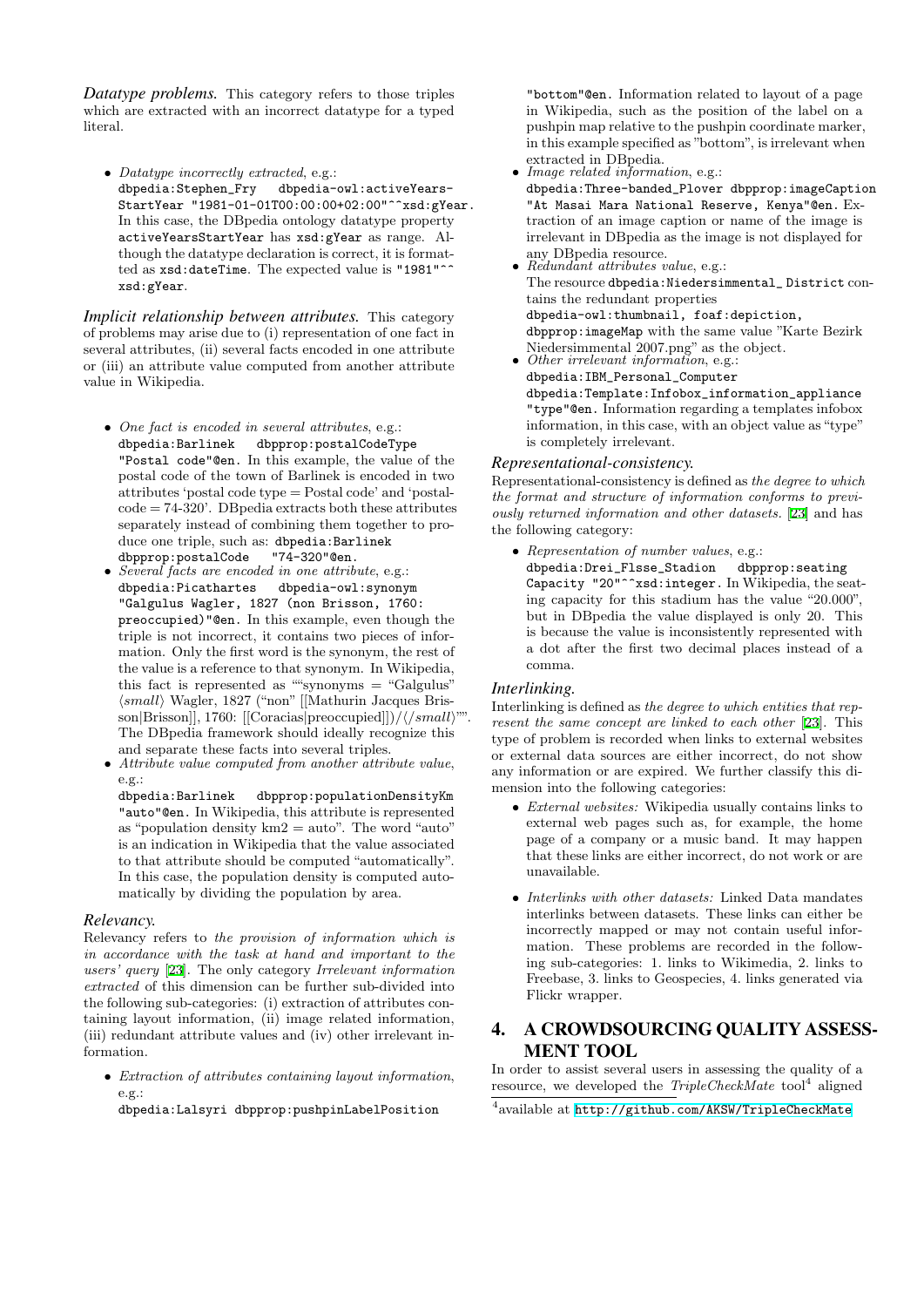*Datatype problems.* This category refers to those triples which are extracted with an incorrect datatype for a typed literal.

- *Datatype incorrectly extracted*, e.g.: `dbpedia:Stephen_Fry dbpedia-owl:activeYears-StartYear "1981-01-01T00:00:00+02:00"^^xsd:gYear`. In this case, the DBpedia ontology datatype property `activeYearsStartYear` has `xsd:gYear` as range. Although the datatype declaration is correct, it is formatted as `xsd:dateTime`. The expected value is `"1981"^^xsd:gYear`.

*Implicit relationship between attributes.* This category of problems may arise due to (i) representation of one fact in several attributes, (ii) several facts encoded in one attribute or (iii) an attribute value computed from another attribute value in Wikipedia.

- *One fact is encoded in several attributes*, e.g.: `dbpedia:Barlinek dbpprop:postalCodeType "Postal code"@en`. In this example, the value of the postal code of the town of Barlinek is encoded in two attributes 'postal code type = Postal code' and 'postal-code = 74-320'. DBpedia extracts both these attributes separately instead of combining them together to produce one triple, such as: `dbpedia:Barlinek dbpprop:postalCode "74-320"@en`.
- *Several facts are encoded in one attribute*, e.g.: `dbpedia:Picathartes dbpedia-owl:synonym "Galgulus Wagler, 1827 (non Brisson, 1760: preoccupied)"@en`. In this example, even though the triple is not incorrect, it contains two pieces of information. Only the first word is the synonym, the rest of the value is a reference to that synonym. In Wikipedia, this fact is represented as ""synonyms = "Galgulus" ⟨*small*⟩ Wagler, 1827 ("non" [[Mathurin Jacques Brisson|Brisson]], 1760: [[Coracias|preoccupied]])⟨/*small*⟩"". The DBpedia framework should ideally recognize this and separate these facts into several triples.
- *Attribute value computed from another attribute value*, e.g.: `dbpedia:Barlinek dbpprop:populationDensityKm "auto"@en`. In Wikipedia, this attribute is represented as "population density km2 = auto". The word "auto" is an indication in Wikipedia that the value associated to that attribute should be computed "automatically". In this case, the population density is computed automatically by dividing the population by area.

*Relevancy.*
Relevancy refers to *the provision of information which is in accordance with the task at hand and important to the users' query* [23]. The only category *Irrelevant information extracted* of this dimension can be further sub-divided into the following sub-categories: (i) extraction of attributes containing layout information, (ii) image related information, (iii) redundant attribute values and (iv) other irrelevant information.

- *Extraction of attributes containing layout information*, e.g.: `dbpedia:Lalsyri dbpprop:pushpinLabelPosition "bottom"@en`. Information related to layout of a page in Wikipedia, such as the position of the label on a pushpin map relative to the pushpin coordinate marker, in this example specified as "bottom", is irrelevant when extracted in DBpedia.
- *Image related information*, e.g.: `dbpedia:Three-banded_Plover dbpprop:imageCaption "At Masai Mara National Reserve, Kenya"@en`. Extraction of an image caption or name of the image is irrelevant in DBpedia as the image is not displayed for any DBpedia resource.
- *Redundant attributes value*, e.g.: The resource `dbpedia:Niedersimmental_District` contains the redundant properties `dbpedia-owl:thumbnail, foaf:depiction, dbpprop:imageMap` with the same value "Karte Bezirk Niedersimmental 2007.png" as the object.
- *Other irrelevant information*, e.g.: `dbpedia:IBM_Personal_Computer dbpedia:Template:Infobox_information_appliance "type"@en`. Information regarding a templates infobox information, in this case, with an object value as "type" is completely irrelevant.

*Representational-consistency.*
Representational-consistency is defined as *the degree to which the format and structure of information conforms to previously returned information and other datasets.* [23] and has the following category:

- *Representation of number values*, e.g.: `dbpedia:Drei_Flsse_Stadion dbpprop:seating Capacity "20"^^xsd:integer`. In Wikipedia, the seating capacity for this stadium has the value "20.000", but in DBpedia the value displayed is only 20. This is because the value is inconsistently represented with a dot after the first two decimal places instead of a comma.

*Interlinking.*
Interlinking is defined as *the degree to which entities that represent the same concept are linked to each other* [23]. This type of problem is recorded when links to external websites or external data sources are either incorrect, do not show any information or are expired. We further classify this dimension into the following categories:

- *External websites:* Wikipedia usually contains links to external web pages such as, for example, the home page of a company or a music band. It may happen that these links are either incorrect, do not work or are unavailable.
- *Interlinks with other datasets:* Linked Data mandates interlinks between datasets. These links can either be incorrectly mapped or may not contain useful information. These problems are recorded in the following sub-categories: 1. links to Wikimedia, 2. links to Freebase, 3. links to Geospecies, 4. links generated via Flickr wrapper.

## 4. A CROWDSOURCING QUALITY ASSESSMENT TOOL

In order to assist several users in assessing the quality of a resource, we developed the *TripleCheckMate* tool[4] aligned

[4]available at http://github.com/AKSW/TripleCheckMate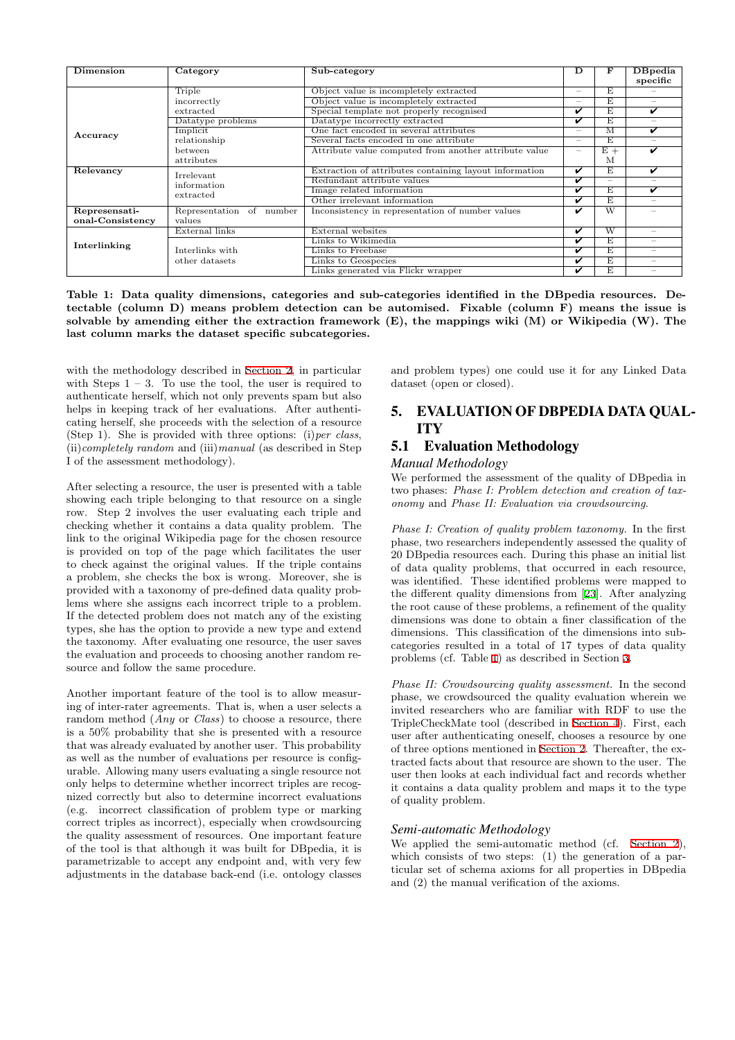| Dimension | Category | Sub-category | D | F | DBpedia specific |
|---|---|---|---|---|---|
| **Accuracy** | Triple incorrectly extracted | Object value is incompletely extracted | – | E | – |
| | | Object value is incompletely extracted | – | E | – |
| | | Special template not properly recognised | ✔ | E | ✔ |
| | Datatype problems | Datatype incorrectly extracted | ✔ | E | – |
| | Implicit relationship between attributes | One fact encoded in several attributes | – | M | ✔ |
| | | Several facts encoded in one attribute | – | E | – |
| | | Attribute value computed from another attribute value | – | E + M | ✔ |
| **Relevancy** | Irrelevant information extracted | Extraction of attributes containing layout information | ✔ | E | ✔ |
| | | Redundant attribute values | ✔ | – | – |
| | | Image related information | ✔ | E | ✔ |
| | | Other irrelevant information | ✔ | E | – |
| **Represensational-Consistency** | Representation of number values | Inconsistency in representation of number values | ✔ | W | – |
| **Interlinking** | External links | External websites | ✔ | W | – |
| | Interlinks with other datasets | Links to Wikimedia | ✔ | E | – |
| | | Links to Freebase | ✔ | E | – |
| | | Links to Geospecies | ✔ | E | – |
| | | Links generated via Flickr wrapper | ✔ | E | – |

**Table 1: Data quality dimensions, categories and sub-categories identified in the DBpedia resources. Detectable (column D) means problem detection can be automised. Fixable (column F) means the issue is solvable by amending either the extraction framework (E), the mappings wiki (M) or Wikipedia (W). The last column marks the dataset specific subcategories.**

with the methodology described in Section 2, in particular with Steps 1 – 3. To use the tool, the user is required to authenticate herself, which not only prevents spam but also helps in keeping track of her evaluations. After authenticating herself, she proceeds with the selection of a resource (Step 1). She is provided with three options: (i)*per class*, (ii)*completely random* and (iii)*manual* (as described in Step I of the assessment methodology).

After selecting a resource, the user is presented with a table showing each triple belonging to that resource on a single row. Step 2 involves the user evaluating each triple and checking whether it contains a data quality problem. The link to the original Wikipedia page for the chosen resource is provided on top of the page which facilitates the user to check against the original values. If the triple contains a problem, she checks the box is wrong. Moreover, she is provided with a taxonomy of pre-defined data quality problems where she assigns each incorrect triple to a problem. If the detected problem does not match any of the existing types, she has the option to provide a new type and extend the taxonomy. After evaluating one resource, the user saves the evaluation and proceeds to choosing another random resource and follow the same procedure.

Another important feature of the tool is to allow measuring of inter-rater agreements. That is, when a user selects a random method (*Any* or *Class*) to choose a resource, there is a 50% probability that she is presented with a resource that was already evaluated by another user. This probability as well as the number of evaluations per resource is configurable. Allowing many users evaluating a single resource not only helps to determine whether incorrect triples are recognized correctly but also to determine incorrect evaluations (e.g. incorrect classification of problem type or marking correct triples as incorrect), especially when crowdsourcing the quality assessment of resources. One important feature of the tool is that although it was built for DBpedia, it is parametrizable to accept any endpoint and, with very few adjustments in the database back-end (i.e. ontology classes and problem types) one could use it for any Linked Data dataset (open or closed).

## 5. EVALUATION OF DBPEDIA DATA QUALITY

### 5.1 Evaluation Methodology

#### *Manual Methodology*

We performed the assessment of the quality of DBpedia in two phases: *Phase I: Problem detection and creation of taxonomy* and *Phase II: Evaluation via crowdsourcing*.

*Phase I: Creation of quality problem taxonomy.* In the first phase, two researchers independently assessed the quality of 20 DBpedia resources each. During this phase an initial list of data quality problems, that occurred in each resource, was identified. These identified problems were mapped to the different quality dimensions from [23]. After analyzing the root cause of these problems, a refinement of the quality dimensions was done to obtain a finer classification of the dimensions. This classification of the dimensions into sub-categories resulted in a total of 17 types of data quality problems (cf. Table 1) as described in Section 3.

*Phase II: Crowdsourcing quality assessment.* In the second phase, we crowdsourced the quality evaluation wherein we invited researchers who are familiar with RDF to use the TripleCheckMate tool (described in Section 4). First, each user after authenticating oneself, chooses a resource by one of three options mentioned in Section 2. Thereafter, the extracted facts about that resource are shown to the user. The user then looks at each individual fact and records whether it contains a data quality problem and maps it to the type of quality problem.

#### *Semi-automatic Methodology*

We applied the semi-automatic method (cf. Section 2), which consists of two steps: (1) the generation of a particular set of schema axioms for all properties in DBpedia and (2) the manual verification of the axioms.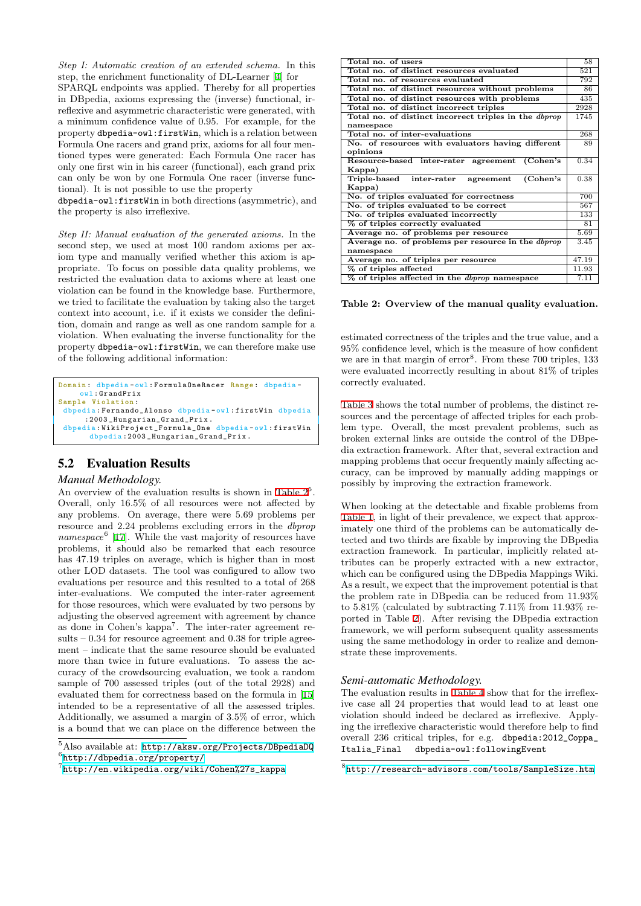*Step I: Automatic creation of an extended schema.* In this step, the enrichment functionality of DL-Learner [4] for SPARQL endpoints was applied. Thereby for all properties in DBpedia, axioms expressing the (inverse) functional, irreflexive and asymmetric characteristic were generated, with a minimum confidence value of 0.95. For example, for the property `dbpedia-owl:firstWin`, which is a relation between Formula One racers and grand prix, axioms for all four mentioned types were generated: Each Formula One racer has only one first win in his career (functional), each grand prix can only be won by one Formula One racer (inverse functional). It is not possible to use the property `dbpedia-owl:firstWin` in both directions (asymmetric), and the property is also irreflexive.

*Step II: Manual evaluation of the generated axioms.* In the second step, we used at most 100 random axioms per axiom type and manually verified whether this axiom is appropriate. To focus on possible data quality problems, we restricted the evaluation data to axioms where at least one violation can be found in the knowledge base. Furthermore, we tried to facilitate the evaluation by taking also the target context into account, i.e. if it exists we consider the definition, domain and range as well as one random sample for a violation. When evaluating the inverse functionality for the property `dbpedia-owl:firstWin`, we can therefore make use of the following additional information:

```
Domain: dbpedia-owl:FormulaOneRacer Range: dbpedia-
    owl:GrandPrix
Sample Violation:
 dbpedia:Fernando_Alonso dbpedia-owl:firstWin dbpedia
    :2003_Hungarian_Grand_Prix.
 dbpedia:WikiProject_Formula_One dbpedia-owl:firstWin
     dbpedia:2003_Hungarian_Grand_Prix.
```

## 5.2 Evaluation Results

*Manual Methodology.*

An overview of the evaluation results is shown in Table 2[5]. Overall, only 16.5% of all resources were not affected by any problems. On average, there were 5.69 problems per resource and 2.24 problems excluding errors in the *dbprop namespace*[6] [17]. While the vast majority of resources have problems, it should also be remarked that each resource has 47.19 triples on average, which is higher than in most other LOD datasets. The tool was configured to allow two evaluations per resource and this resulted to a total of 268 inter-evaluations. We computed the inter-rater agreement for those resources, which were evaluated by two persons by adjusting the observed agreement with agreement by chance as done in Cohen's kappa[7]. The inter-rater agreement results – 0.34 for resource agreement and 0.38 for triple agreement – indicate that the same resource should be evaluated more than twice in future evaluations. To assess the accuracy of the crowdsourcing evaluation, we took a random sample of 700 assessed triples (out of the total 2928) and evaluated them for correctness based on the formula in [15] intended to be a representative of all the assessed triples. Additionally, we assumed a margin of 3.5% of error, which is a bound that we can place on the difference between the estimated correctness of the triples and the true value, and a 95% confidence level, which is the measure of how confident we are in that margin of error[8]. From these 700 triples, 133 were evaluated incorrectly resulting in about 81% of triples correctly evaluated.

| | |
|---|---|
| **Total no. of users** | 58 |
| **Total no. of distinct resources evaluated** | 521 |
| **Total no. of resources evaluated** | 792 |
| **Total no. of distinct resources without problems** | 86 |
| **Total no. of distinct resources with problems** | 435 |
| **Total no. of distinct incorrect triples** | 2928 |
| **Total no. of distinct incorrect triples in the *dbprop* namespace** | 1745 |
| **Total no. of inter-evaluations** | 268 |
| **No. of resources with evaluators having different opinions** | 89 |
| **Resource-based inter-rater agreement (Cohen's Kappa)** | 0.34 |
| **Triple-based inter-rater agreement (Cohen's Kappa)** | 0.38 |
| **No. of triples evaluated for correctness** | 700 |
| **No. of triples evaluated to be correct** | 567 |
| **No. of triples evaluated incorrectly** | 133 |
| **% of triples correctly evaluated** | 81 |
| **Average no. of problems per resource** | 5.69 |
| **Average no. of problems per resource in the *dbprop* namespace** | 3.45 |
| **Average no. of triples per resource** | 47.19 |
| **% of triples affected** | 11.93 |
| **% of triples affected in the *dbprop* namespace** | 7.11 |

**Table 2: Overview of the manual quality evaluation.**

Table 3 shows the total number of problems, the distinct resources and the percentage of affected triples for each problem type. Overall, the most prevalent problems, such as broken external links are outside the control of the DBpedia extraction framework. After that, several extraction and mapping problems that occur frequently mainly affecting accuracy, can be improved by manually adding mappings or possibly by improving the extraction framework.

When looking at the detectable and fixable problems from Table 1, in light of their prevalence, we expect that approximately one third of the problems can be automatically detected and two thirds are fixable by improving the DBpedia extraction framework. In particular, implicitly related attributes can be properly extracted with a new extractor, which can be configured using the DBpedia Mappings Wiki. As a result, we expect that the improvement potential is that the problem rate in DBpedia can be reduced from 11.93% to 5.81% (calculated by subtracting 7.11% from 11.93% reported in Table 2). After revising the DBpedia extraction framework, we will perform subsequent quality assessments using the same methodology in order to realize and demonstrate these improvements.

*Semi-automatic Methodology.*

The evaluation results in Table 4 show that for the irreflexive case all 24 properties that would lead to at least one violation should indeed be declared as irreflexive. Applying the irreflexive characteristic would therefore help to find overall 236 critical triples, for e.g. `dbpedia:2012_Coppa_Italia_Final dbpedia-owl:followingEvent`

[5] Also available at: http://aksw.org/Projects/DBpediaDQ

[6] http://dbpedia.org/property/

[7] http://en.wikipedia.org/wiki/Cohen%27s_kappa

[8] http://research-advisors.com/tools/SampleSize.htm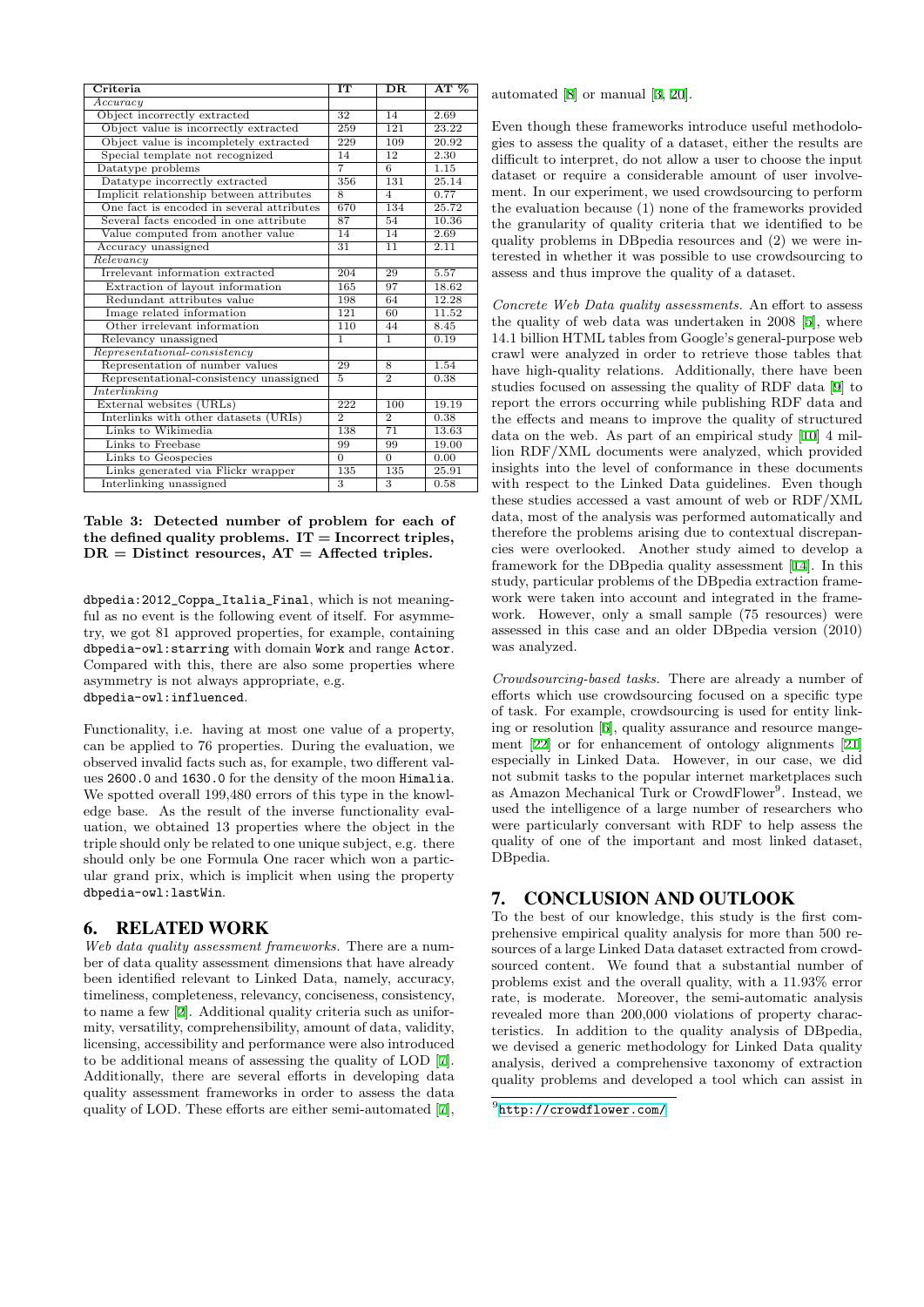| Criteria | IT | DR | AT % |
|---|---|---|---|
| *Accuracy* | | | |
| Object incorrectly extracted | 32 | 14 | 2.69 |
| Object value is incorrectly extracted | 259 | 121 | 23.22 |
| Object value is incompletely extracted | 229 | 109 | 20.92 |
| Special template not recognized | 14 | 12 | 2.30 |
| Datatype problems | 7 | 6 | 1.15 |
| Datatype incorrectly extracted | 356 | 131 | 25.14 |
| Implicit relationship between attributes | 8 | 4 | 0.77 |
| One fact is encoded in several attributes | 670 | 134 | 25.72 |
| Several facts encoded in one attribute | 87 | 54 | 10.36 |
| Value computed from another value | 14 | 14 | 2.69 |
| Accuracy unassigned | 31 | 11 | 2.11 |
| *Relevancy* | | | |
| Irrelevant information extracted | 204 | 29 | 5.57 |
| Extraction of layout information | 165 | 97 | 18.62 |
| Redundant attributes value | 198 | 64 | 12.28 |
| Image related information | 121 | 60 | 11.52 |
| Other irrelevant information | 110 | 44 | 8.45 |
| Relevancy unassigned | 1 | 1 | 0.19 |
| *Representational-consistency* | | | |
| Representation of number values | 29 | 8 | 1.54 |
| Representational-consistency unassigned | 5 | 2 | 0.38 |
| *Interlinking* | | | |
| External websites (URLs) | 222 | 100 | 19.19 |
| Interlinks with other datasets (URIs) | 2 | 2 | 0.38 |
| Links to Wikimedia | 138 | 71 | 13.63 |
| Links to Freebase | 99 | 99 | 19.00 |
| Links to Geospecies | 0 | 0 | 0.00 |
| Links generated via Flickr wrapper | 135 | 135 | 25.91 |
| Interlinking unassigned | 3 | 3 | 0.58 |

**Table 3: Detected number of problem for each of the defined quality problems. IT = Incorrect triples, DR = Distinct resources, AT = Affected triples.**

dbpedia:2012_Coppa_Italia_Final, which is not meaningful as no event is the following event of itself. For asymmetry, we got 81 approved properties, for example, containing dbpedia-owl:starring with domain Work and range Actor. Compared with this, there are also some properties where asymmetry is not always appropriate, e.g. dbpedia-owl:influenced.

Functionality, i.e. having at most one value of a property, can be applied to 76 properties. During the evaluation, we observed invalid facts such as, for example, two different values 2600.0 and 1630.0 for the density of the moon Himalia. We spotted overall 199,480 errors of this type in the knowledge base. As the result of the inverse functionality evaluation, we obtained 13 properties where the object in the triple should only be related to one unique subject, e.g. there should only be one Formula One racer who won a particular grand prix, which is implicit when using the property dbpedia-owl:lastWin.

## 6. RELATED WORK

*Web data quality assessment frameworks.* There are a number of data quality assessment dimensions that have already been identified relevant to Linked Data, namely, accuracy, timeliness, completeness, relevancy, conciseness, consistency, to name a few [2]. Additional quality criteria such as uniformity, versatility, comprehensibility, amount of data, validity, licensing, accessibility and performance were also introduced to be additional means of assessing the quality of LOD [7]. Additionally, there are several efforts in developing data quality assessment frameworks in order to assess the data quality of LOD. These efforts are either semi-automated [7], automated [8] or manual [3, 20].

Even though these frameworks introduce useful methodologies to assess the quality of a dataset, either the results are difficult to interpret, do not allow a user to choose the input dataset or require a considerable amount of user involvement. In our experiment, we used crowdsourcing to perform the evaluation because (1) none of the frameworks provided the granularity of quality criteria that we identified to be quality problems in DBpedia resources and (2) we were interested in whether it was possible to use crowdsourcing to assess and thus improve the quality of a dataset.

*Concrete Web Data quality assessments.* An effort to assess the quality of web data was undertaken in 2008 [5], where 14.1 billion HTML tables from Google's general-purpose web crawl were analyzed in order to retrieve those tables that have high-quality relations. Additionally, there have been studies focused on assessing the quality of RDF data [9] to report the errors occurring while publishing RDF data and the effects and means to improve the quality of structured data on the web. As part of an empirical study [10] 4 million RDF/XML documents were analyzed, which provided insights into the level of conformance in these documents with respect to the Linked Data guidelines. Even though these studies accessed a vast amount of web or RDF/XML data, most of the analysis was performed automatically and therefore the problems arising due to contextual discrepancies were overlooked. Another study aimed to develop a framework for the DBpedia quality assessment [14]. In this study, particular problems of the DBpedia extraction framework were taken into account and integrated in the framework. However, only a small sample (75 resources) were assessed in this case and an older DBpedia version (2010) was analyzed.

*Crowdsourcing-based tasks.* There are already a number of efforts which use crowdsourcing focused on a specific type of task. For example, crowdsourcing is used for entity linking or resolution [6], quality assurance and resource mangement [22] or for enhancement of ontology alignments [21] especially in Linked Data. However, in our case, we did not submit tasks to the popular internet marketplaces such as Amazon Mechanical Turk or CrowdFlower[9]. Instead, we used the intelligence of a large number of researchers who were particularly conversant with RDF to help assess the quality of one of the important and most linked dataset, DBpedia.

## 7. CONCLUSION AND OUTLOOK

To the best of our knowledge, this study is the first comprehensive empirical quality analysis for more than 500 resources of a large Linked Data dataset extracted from crowdsourced content. We found that a substantial number of problems exist and the overall quality, with a 11.93% error rate, is moderate. Moreover, the semi-automatic analysis revealed more than 200,000 violations of property characteristics. In addition to the quality analysis of DBpedia, we devised a generic methodology for Linked Data quality analysis, derived a comprehensive taxonomy of extraction quality problems and developed a tool which can assist in

[9] http://crowdflower.com/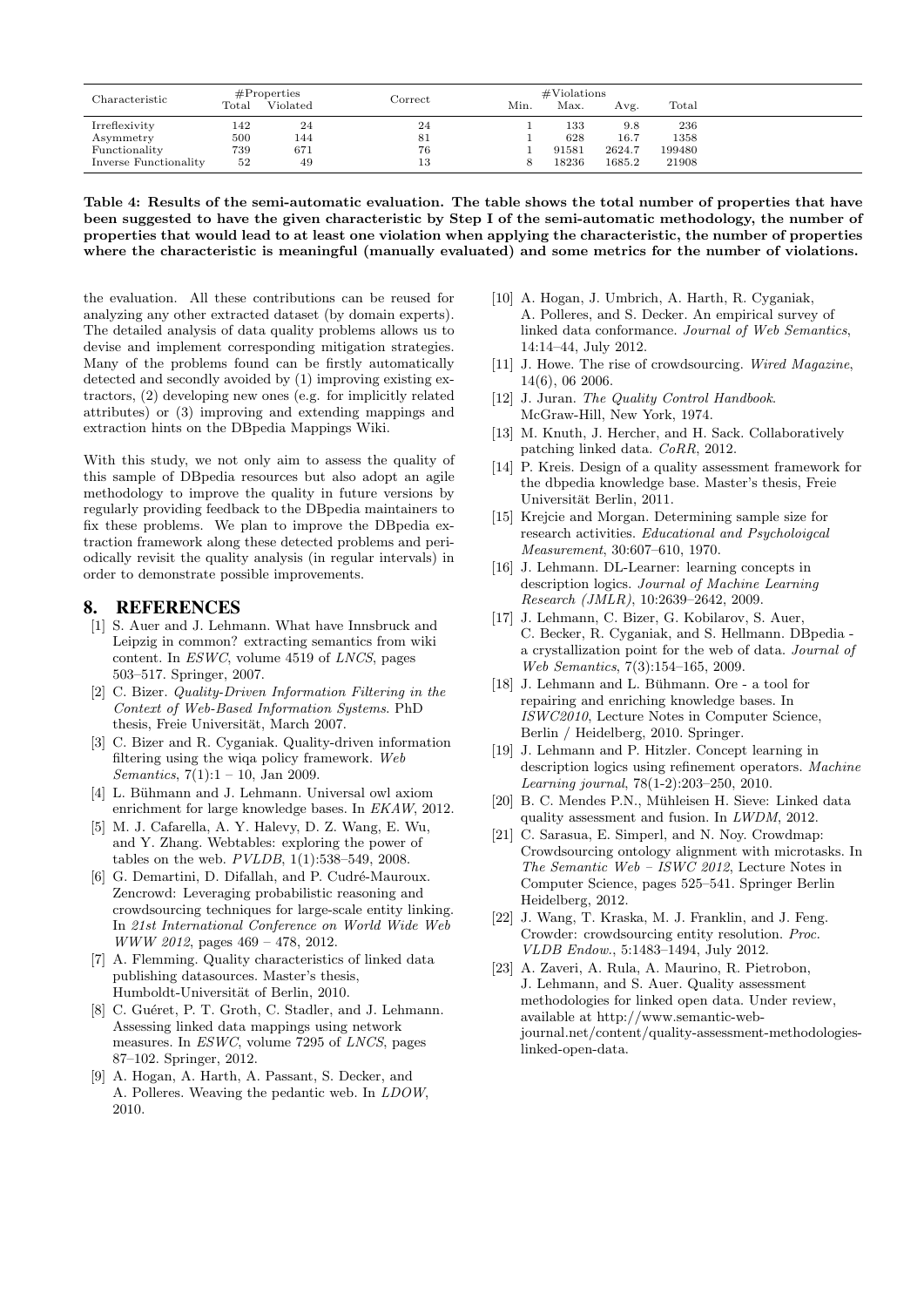| Characteristic | #Properties | | Correct | #Violations | | | |
|---|---|---|---|---|---|---|---|
| | Total | Violated | | Min. | Max. | Avg. | Total |
| Irreflexivity | 142 | 24 | 24 | 1 | 133 | 9.8 | 236 |
| Asymmetry | 500 | 144 | 81 | 1 | 628 | 16.7 | 1358 |
| Functionality | 739 | 671 | 76 | 1 | 91581 | 2624.7 | 199480 |
| Inverse Functionality | 52 | 49 | 13 | 8 | 18236 | 1685.2 | 21908 |

**Table 4: Results of the semi-automatic evaluation. The table shows the total number of properties that have been suggested to have the given characteristic by Step I of the semi-automatic methodology, the number of properties that would lead to at least one violation when applying the characteristic, the number of properties where the characteristic is meaningful (manually evaluated) and some metrics for the number of violations.**

the evaluation. All these contributions can be reused for analyzing any other extracted dataset (by domain experts). The detailed analysis of data quality problems allows us to devise and implement corresponding mitigation strategies. Many of the problems found can be firstly automatically detected and secondly avoided by (1) improving existing extractors, (2) developing new ones (e.g. for implicitly related attributes) or (3) improving and extending mappings and extraction hints on the DBpedia Mappings Wiki.

With this study, we not only aim to assess the quality of this sample of DBpedia resources but also adopt an agile methodology to improve the quality in future versions by regularly providing feedback to the DBpedia maintainers to fix these problems. We plan to improve the DBpedia extraction framework along these detected problems and periodically revisit the quality analysis (in regular intervals) in order to demonstrate possible improvements.

## 8. REFERENCES

[1] S. Auer and J. Lehmann. What have Innsbruck and Leipzig in common? extracting semantics from wiki content. In *ESWC*, volume 4519 of *LNCS*, pages 503–517. Springer, 2007.

[2] C. Bizer. *Quality-Driven Information Filtering in the Context of Web-Based Information Systems*. PhD thesis, Freie Universität, March 2007.

[3] C. Bizer and R. Cyganiak. Quality-driven information filtering using the wiqa policy framework. *Web Semantics*, 7(1):1 – 10, Jan 2009.

[4] L. Bühmann and J. Lehmann. Universal owl axiom enrichment for large knowledge bases. In *EKAW*, 2012.

[5] M. J. Cafarella, A. Y. Halevy, D. Z. Wang, E. Wu, and Y. Zhang. Webtables: exploring the power of tables on the web. *PVLDB*, 1(1):538–549, 2008.

[6] G. Demartini, D. Difallah, and P. Cudré-Mauroux. Zencrowd: Leveraging probabilistic reasoning and crowdsourcing techniques for large-scale entity linking. In *21st International Conference on World Wide Web WWW 2012*, pages 469 – 478, 2012.

[7] A. Flemming. Quality characteristics of linked data publishing datasources. Master's thesis, Humboldt-Universität of Berlin, 2010.

[8] C. Guéret, P. T. Groth, C. Stadler, and J. Lehmann. Assessing linked data mappings using network measures. In *ESWC*, volume 7295 of *LNCS*, pages 87–102. Springer, 2012.

[9] A. Hogan, A. Harth, A. Passant, S. Decker, and A. Polleres. Weaving the pedantic web. In *LDOW*, 2010.

[10] A. Hogan, J. Umbrich, A. Harth, R. Cyganiak, A. Polleres, and S. Decker. An empirical survey of linked data conformance. *Journal of Web Semantics*, 14:14–44, July 2012.

[11] J. Howe. The rise of crowdsourcing. *Wired Magazine*, 14(6), 06 2006.

[12] J. Juran. *The Quality Control Handbook*. McGraw-Hill, New York, 1974.

[13] M. Knuth, J. Hercher, and H. Sack. Collaboratively patching linked data. *CoRR*, 2012.

[14] P. Kreis. Design of a quality assessment framework for the dbpedia knowledge base. Master's thesis, Freie Universität Berlin, 2011.

[15] Krejcie and Morgan. Determining sample size for research activities. *Educational and Psycholoigcal Measurement*, 30:607–610, 1970.

[16] J. Lehmann. DL-Learner: learning concepts in description logics. *Journal of Machine Learning Research (JMLR)*, 10:2639–2642, 2009.

[17] J. Lehmann, C. Bizer, G. Kobilarov, S. Auer, C. Becker, R. Cyganiak, and S. Hellmann. DBpedia - a crystallization point for the web of data. *Journal of Web Semantics*, 7(3):154–165, 2009.

[18] J. Lehmann and L. Bühmann. Ore - a tool for repairing and enriching knowledge bases. In *ISWC2010*, Lecture Notes in Computer Science, Berlin / Heidelberg, 2010. Springer.

[19] J. Lehmann and P. Hitzler. Concept learning in description logics using refinement operators. *Machine Learning journal*, 78(1-2):203–250, 2010.

[20] B. C. Mendes P.N., Mühleisen H. Sieve: Linked data quality assessment and fusion. In *LWDM*, 2012.

[21] C. Sarasua, E. Simperl, and N. Noy. Crowdmap: Crowdsourcing ontology alignment with microtasks. In *The Semantic Web – ISWC 2012*, Lecture Notes in Computer Science, pages 525–541. Springer Berlin Heidelberg, 2012.

[22] J. Wang, T. Kraska, M. J. Franklin, and J. Feng. Crowder: crowdsourcing entity resolution. *Proc. VLDB Endow.*, 5:1483–1494, July 2012.

[23] A. Zaveri, A. Rula, A. Maurino, R. Pietrobon, J. Lehmann, and S. Auer. Quality assessment methodologies for linked open data. Under review, available at http://www.semantic-web-journal.net/content/quality-assessment-methodologies-linked-open-data.